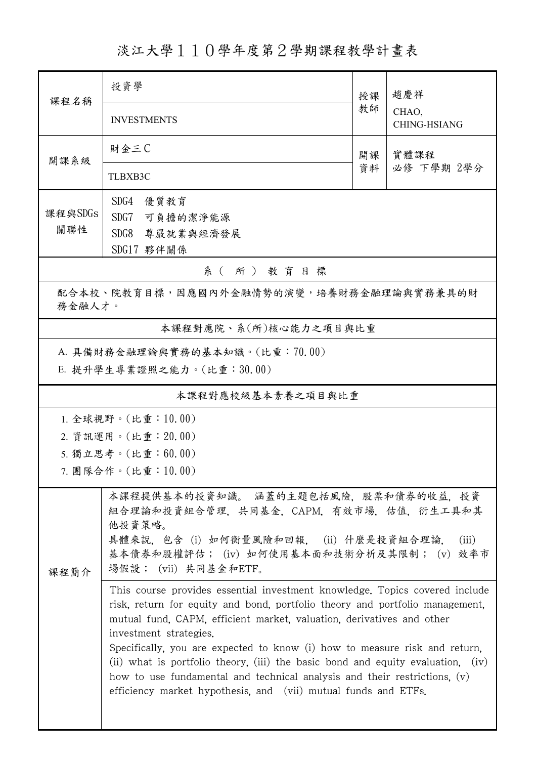# 淡江大學１１０學年度第２學期課程教學計畫表

| 課程名稱 | 投資學 | 授課教師 | 趙慶祥 |
|---|---|---|---|
| | INVESTMENTS | | CHAO, CHING-HSIANG |
| 開課系級 | 財金三Ｃ | 開課資料 | 實體課程 必修 下學期 2學分 |
| | TLBXB3C | | |
| 課程與SDGs關聯性 | SDG4 優質教育<br>SDG7 可負擔的潔淨能源<br>SDG8 尊嚴就業與經濟發展<br>SDG17 夥伴關係 | | |

**系（所）教育目標**

配合本校、院教育目標，因應國內外金融情勢的演變，培養財務金融理論與實務兼具的財務金融人才。

**本課程對應院、系(所)核心能力之項目與比重**

A. 具備財務金融理論與實務的基本知識。(比重：70.00)

E. 提升學生專業證照之能力。(比重：30.00)

**本課程對應校級基本素養之項目與比重**

1. 全球視野。(比重：10.00)
2. 資訊運用。(比重：20.00)
5. 獨立思考。(比重：60.00)
7. 團隊合作。(比重：10.00)

**課程簡介**

本課程提供基本的投資知識。 涵蓋的主題包括風險，股票和債券的收益，投資組合理論和投資組合管理，共同基金，CAPM，有效市場，估值，衍生工具和其他投資策略。
具體來說，包含 (i) 如何衡量風險和回報， (ii) 什麼是投資組合理論， (iii) 基本債券和股權評估； (iv) 如何使用基本面和技術分析及其限制； (v) 效率市場假設； (vii) 共同基金和ETF。

This course provides essential investment knowledge. Topics covered include risk, return for equity and bond, portfolio theory and portfolio management, mutual fund, CAPM, efficient market, valuation, derivatives and other investment strategies.
Specifically, you are expected to know (i) how to measure risk and return, (ii) what is portfolio theory, (iii) the basic bond and equity evaluation, (iv) how to use fundamental and technical analysis and their restrictions, (v) efficiency market hypothesis, and (vii) mutual funds and ETFs.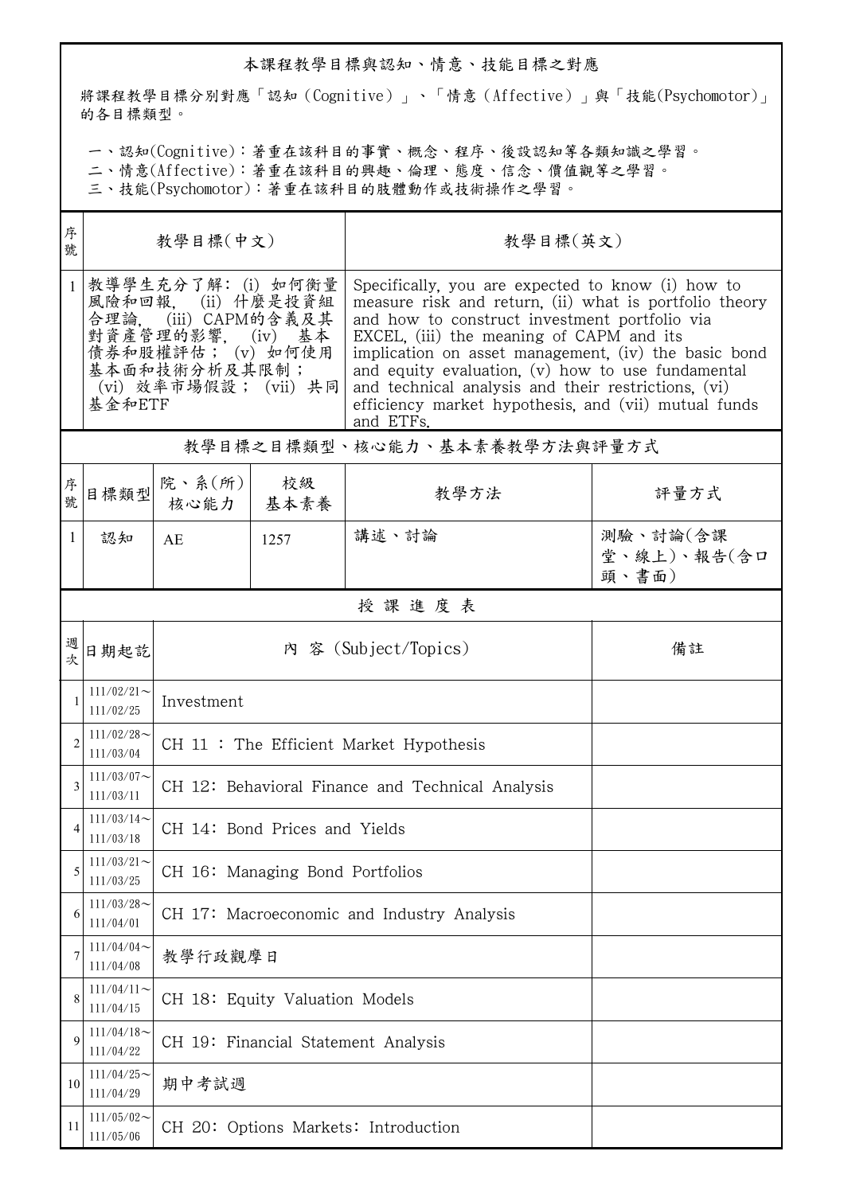## 本課程教學目標與認知、情意、技能目標之對應

將課程教學目標分別對應「認知（Cognitive）」、「情意（Affective）」與「技能(Psychomotor)」的各目標類型。

一、認知(Cognitive)：著重在該科目的事實、概念、程序、後設認知等各類知識之學習。
二、情意(Affective)：著重在該科目的興趣、倫理、態度、信念、價值觀等之學習。
三、技能(Psychomotor)：著重在該科目的肢體動作或技術操作之學習。

| 序號 | 教學目標(中文) | 教學目標(英文) |
|---|---|---|
| 1 | 教導學生充分了解: (i) 如何衡量風險和回報, (ii) 什麼是投資組合理論, (iii) CAPM的含義及其對資產管理的影響, (iv) 基本債券和股權評估； (v) 如何使用基本面和技術分析及其限制； (vi) 效率市場假設； (vii) 共同基金和ETF | Specifically, you are expected to know (i) how to measure risk and return, (ii) what is portfolio theory and how to construct investment portfolio via EXCEL, (iii) the meaning of CAPM and its implication on asset management, (iv) the basic bond and equity evaluation, (v) how to use fundamental and technical analysis and their restrictions, (vi) efficiency market hypothesis, and (vii) mutual funds and ETFs. |

## 教學目標之目標類型、核心能力、基本素養教學方法與評量方式

| 序號 | 目標類型 | 院、系(所)核心能力 | 校級基本素養 | 教學方法 | 評量方式 |
|---|---|---|---|---|---|
| 1 | 認知 | AE | 1257 | 講述、討論 | 測驗、討論(含課堂、線上)、報告(含口頭、書面) |

## 授 課 進 度 表

| 週次 | 日期起訖 | 內 容 (Subject/Topics) | 備註 |
|---|---|---|---|
| 1 | 111/02/21～111/02/25 | Investment | |
| 2 | 111/02/28～111/03/04 | CH 11 : The Efficient Market Hypothesis | |
| 3 | 111/03/07～111/03/11 | CH 12: Behavioral Finance and Technical Analysis | |
| 4 | 111/03/14～111/03/18 | CH 14: Bond Prices and Yields | |
| 5 | 111/03/21～111/03/25 | CH 16: Managing Bond Portfolios | |
| 6 | 111/03/28～111/04/01 | CH 17: Macroeconomic and Industry Analysis | |
| 7 | 111/04/04～111/04/08 | 教學行政觀摩日 | |
| 8 | 111/04/11～111/04/15 | CH 18: Equity Valuation Models | |
| 9 | 111/04/18～111/04/22 | CH 19: Financial Statement Analysis | |
| 10 | 111/04/25～111/04/29 | 期中考試週 | |
| 11 | 111/05/02～111/05/06 | CH 20: Options Markets: Introduction | |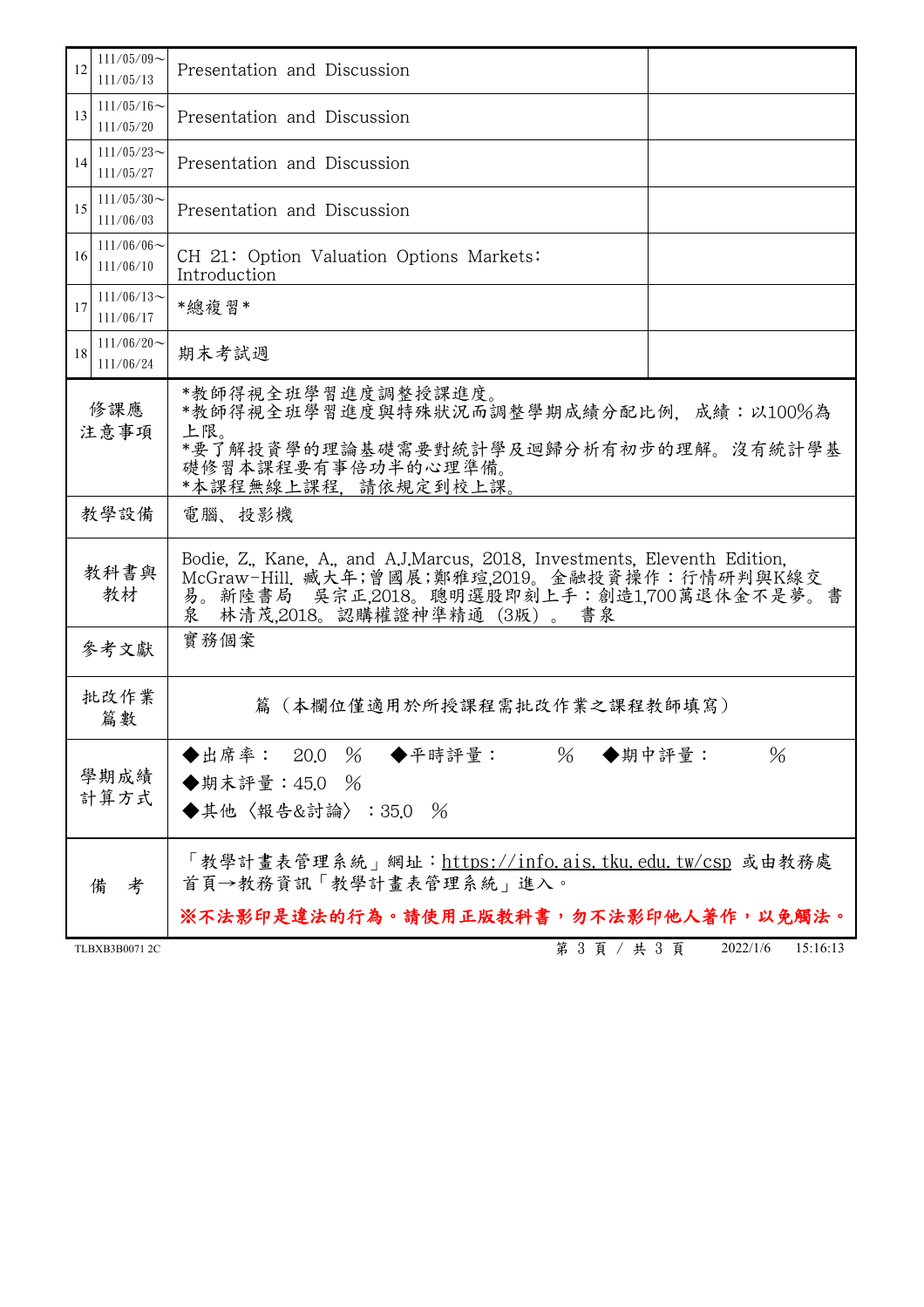| | | | |
|---|---|---|---|
| 12 | 111/05/09～<br>111/05/13 | Presentation and Discussion | |
| 13 | 111/05/16～<br>111/05/20 | Presentation and Discussion | |
| 14 | 111/05/23～<br>111/05/27 | Presentation and Discussion | |
| 15 | 111/05/30～<br>111/06/03 | Presentation and Discussion | |
| 16 | 111/06/06～<br>111/06/10 | CH 21: Option Valuation Options Markets: Introduction | |
| 17 | 111/06/13～<br>111/06/17 | *總複習* | |
| 18 | 111/06/20～<br>111/06/24 | 期末考試週 | |

| | |
|---|---|
| 修課應注意事項 | *教師得視全班學習進度調整授課進度。<br>*教師得視全班學習進度與特殊狀況而調整學期成績分配比例, 成績：以100%為上限。<br>*要了解投資學的理論基礎需要對統計學及迴歸分析有初步的理解。沒有統計學基礎修習本課程要有事倍功半的心理準備。<br>*本課程無線上課程, 請依規定到校上課。 |
| 教學設備 | 電腦、投影機 |
| 教科書與教材 | Bodie, Z., Kane, A., and A.J.Marcus, 2018, Investments, Eleventh Edition, McGraw-Hill. 臧大年;曾國展;鄭雅瑄,2019。金融投資操作：行情研判與K線交易。新陸書局 吳宗正,2018。聰明選股印刻上手：創造1,700萬退休金不是夢。書泉 林清茂,2018。認購權證神準精通 (3版) 。 書泉 |
| 參考文獻 | 實務個案 |
| 批改作業篇數 | 篇（本欄位僅適用於所授課程需批改作業之課程教師填寫） |
| 學期成績計算方式 | ◆出席率： 20.0 %　◆平時評量：　%　◆期中評量：　%<br>◆期末評量：45.0 %<br>◆其他〈報告&討論〉：35.0 % |
| 備　考 | 「教學計畫表管理系統」網址：https://info.ais.tku.edu.tw/csp 或由教務處首頁→教務資訊「教學計畫表管理系統」進入。<br>**※不法影印是違法的行為。請使用正版教科書，勿不法影印他人著作，以免觸法。** |

TLBXB3B0071 2C　　2022/1/6　15:16:13